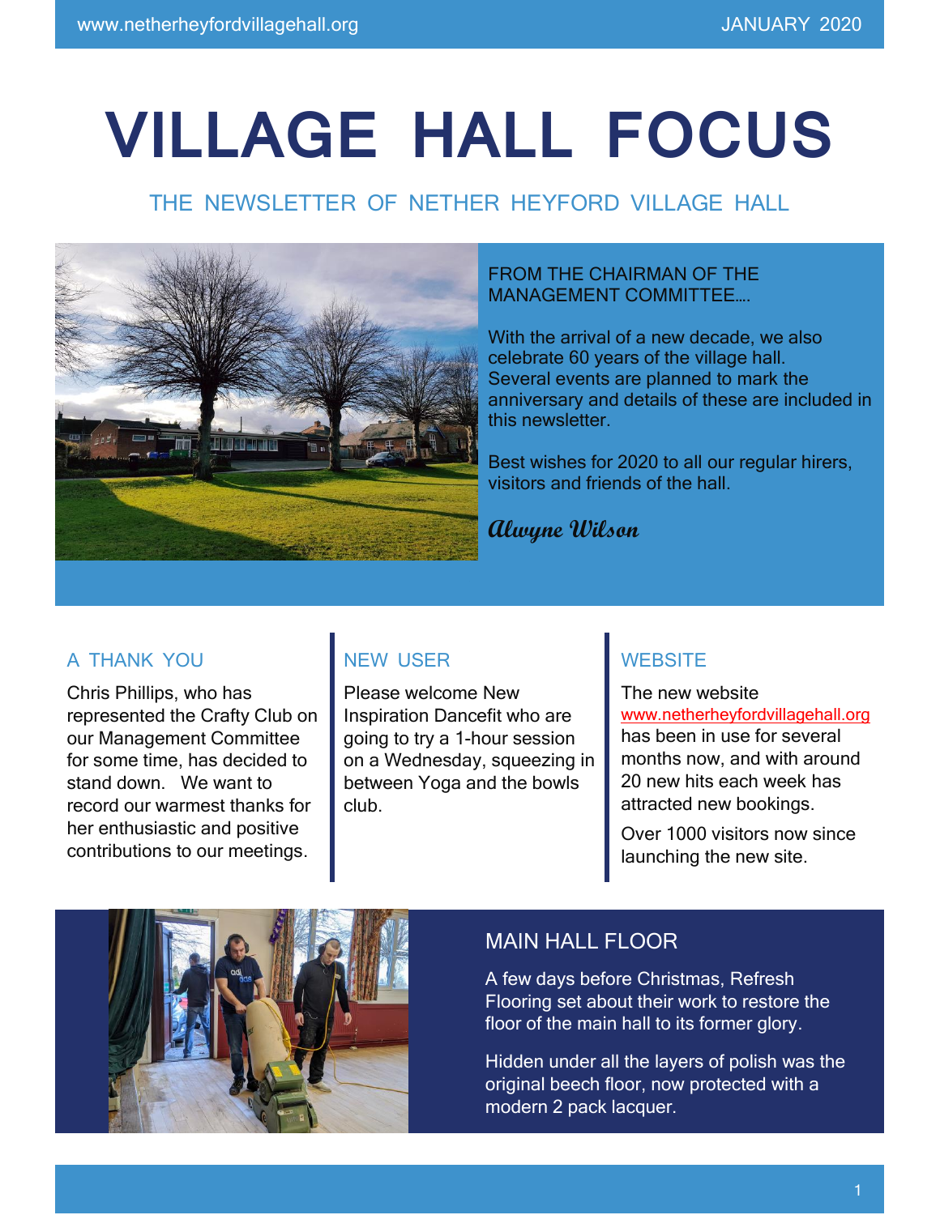# VILLAGE HALL FOCUS

## THE NEWSLETTER OF NETHER HEYFORD VILLAGE HALL

FROM THE CHAIRMAN OF THE MANAGEMENT COMMITTEE….

With the arrival of a new decade, we also celebrate 60 years of the village hall. Several events are planned to mark the anniversary and details of these are included in this newsletter.

Best wishes for 2020 to all our regular hirers, visitors and friends of the hall.

*Alwyne Wilson*

### A THANK YOU

Chris Phillips, who has represented the Crafty Club on our Management Committee for some time, has decided to stand down. We want to record our warmest thanks for her enthusiastic and positive contributions to our meetings.

### NEW USER

Please welcome New Inspiration Dancefit who are going to try a 1-hour session on a Wednesday, squeezing in between Yoga and the bowls club.

### WEBSITE

The new website www.netherheyfordvillagehall.org has been in use for several months now, and with around 20 new hits each week has attracted new bookings.

Over 1000 visitors now since launching the new site.

### MAIN HALL FLOOR

A few days before Christmas, Refresh Flooring set about their work to restore the floor of the main hall to its former glory.

Hidden under all the layers of polish was the original beech floor, now protected with a modern 2 pack lacquer.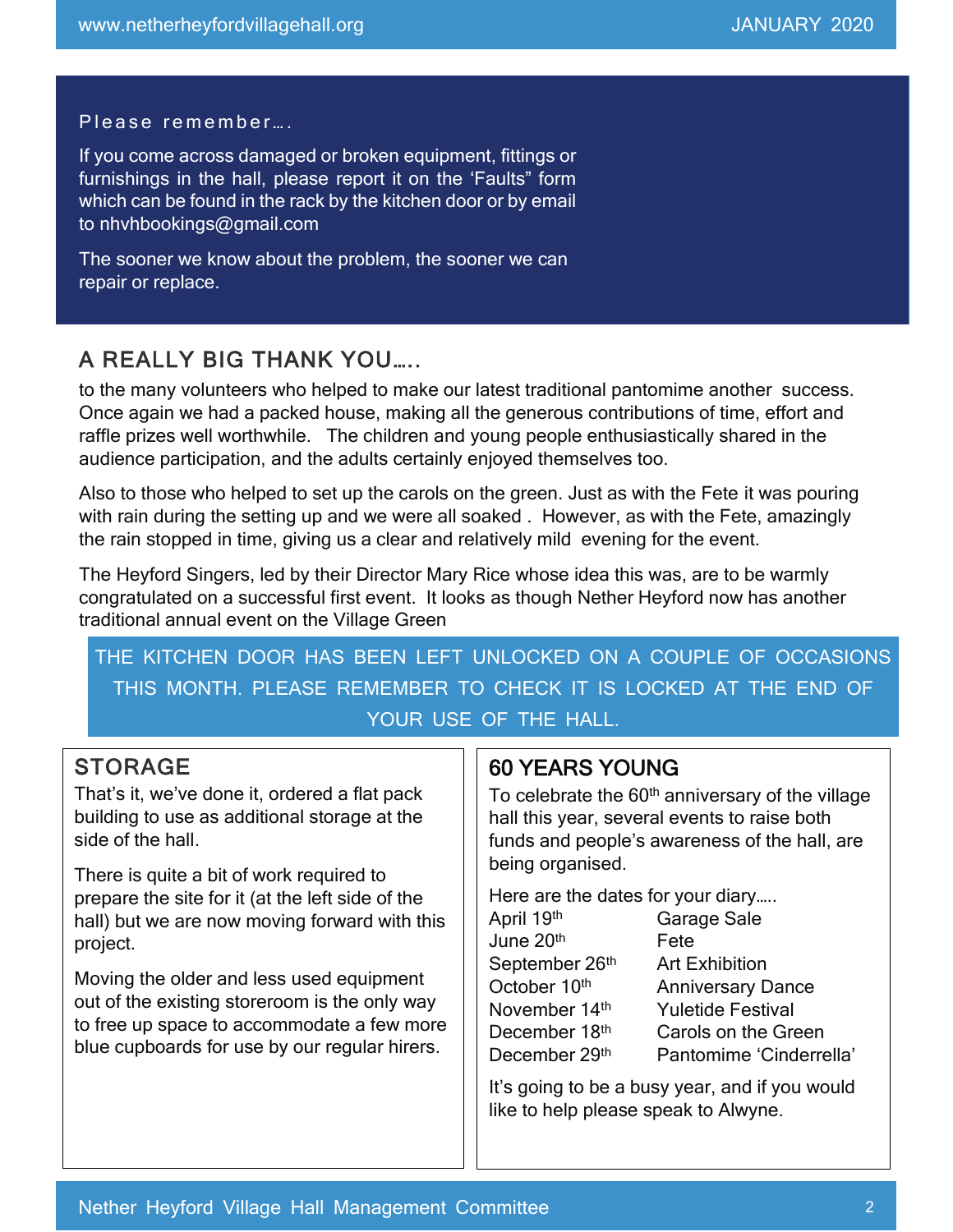Please remember….

If you come across damaged or broken equipment, fittings or furnishings in the hall, please report it on the 'Faults" form which can be found in the rack by the kitchen door or by email to nhvhbookings@gmail.com

The sooner we know about the problem, the sooner we can repair or replace.

## A REALLY BIG THANK YOU…..

to the many volunteers who helped to make our latest traditional pantomime another success. Once again we had a packed house, making all the generous contributions of time, effort and raffle prizes well worthwhile. The children and young people enthusiastically shared in the audience participation, and the adults certainly enjoyed themselves too.

Also to those who helped to set up the carols on the green. Just as with the Fete it was pouring with rain during the setting up and we were all soaked . However, as with the Fete, amazingly the rain stopped in time, giving us a clear and relatively mild evening for the event.

The Heyford Singers, led by their Director Mary Rice whose idea this was, are to be warmly congratulated on a successful first event. It looks as though Nether Heyford now has another traditional annual event on the Village Green

THE KITCHEN DOOR HAS BEEN LEFT UNLOCKED ON A COUPLE OF OCCASIONS THIS MONTH. PLEASE REMEMBER TO CHECK IT IS LOCKED AT THE END OF YOUR USE OF THE HALL.

## STORAGE

That's it, we've done it, ordered a flat pack building to use as additional storage at the side of the hall.

There is quite a bit of work required to prepare the site for it (at the left side of the hall) but we are now moving forward with this project.

Moving the older and less used equipment out of the existing storeroom is the only way to free up space to accommodate a few more blue cupboards for use by our regular hirers.

## 60 YEARS YOUNG

To celebrate the 60th anniversary of the village hall this year, several events to raise both funds and people's awareness of the hall, are being organised.

Here are the dates for your diary…..

| | |
|---|---|
| April 19th | Garage Sale |
| June 20th | Fete |
| September 26th | Art Exhibition |
| October 10th | Anniversary Dance |
| November 14th | Yuletide Festival |
| December 18th | Carols on the Green |
| December 29th | Pantomime 'Cinderella' |

It's going to be a busy year, and if you would like to help please speak to Alwyne.